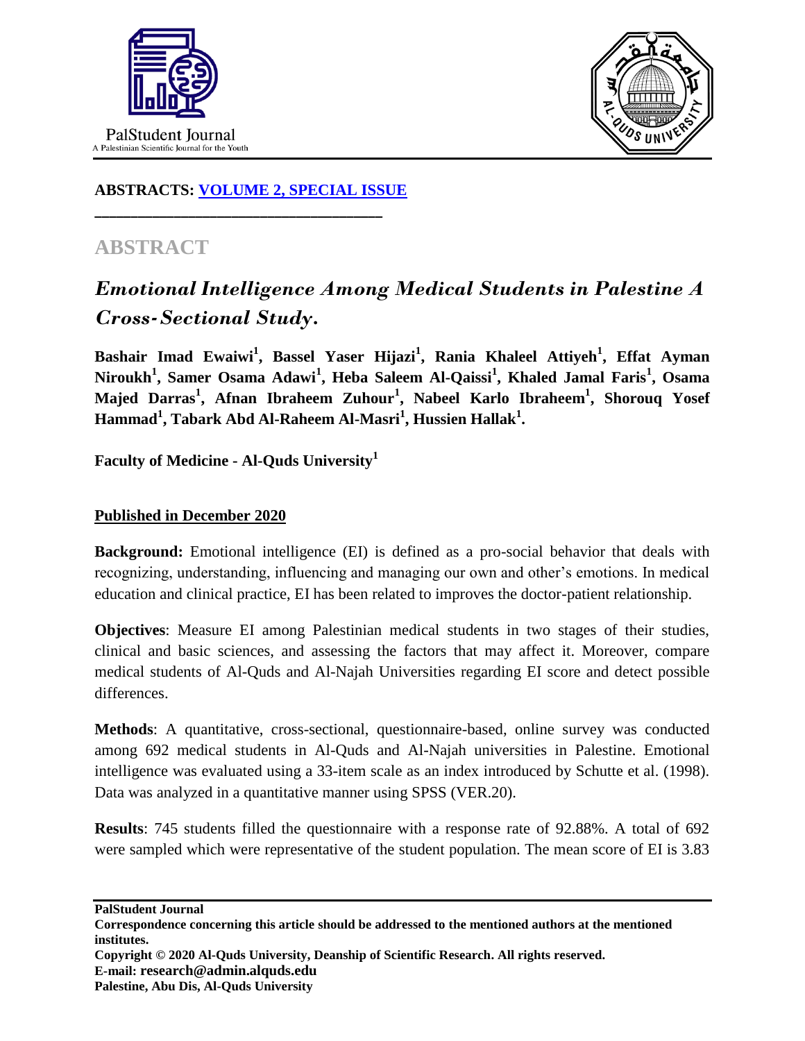**ABSTRACTS: VOLUME 2, SPECIAL ISSUE**

# ABSTRACT

## *Emotional Intelligence Among Medical Students in Palestine A Cross-Sectional Study.*

**Bashair Imad Ewaiwi[1], Bassel Yaser Hijazi[1], Rania Khaleel Attiyeh[1], Effat Ayman Niroukh[1], Samer Osama Adawi[1], Heba Saleem Al-Qaissi[1], Khaled Jamal Faris[1], Osama Majed Darras[1], Afnan Ibraheem Zuhour[1], Nabeel Karlo Ibraheem[1], Shorouq Yosef Hammad[1], Tabark Abd Al-Raheem Al-Masri[1], Hussien Hallak[1].**

**Faculty of Medicine - Al-Quds University[1]**

**Published in December 2020**

**Background:** Emotional intelligence (EI) is defined as a pro-social behavior that deals with recognizing, understanding, influencing and managing our own and other's emotions. In medical education and clinical practice, EI has been related to improves the doctor-patient relationship.

**Objectives**: Measure EI among Palestinian medical students in two stages of their studies, clinical and basic sciences, and assessing the factors that may affect it. Moreover, compare medical students of Al-Quds and Al-Najah Universities regarding EI score and detect possible differences.

**Methods**: A quantitative, cross-sectional, questionnaire-based, online survey was conducted among 692 medical students in Al-Quds and Al-Najah universities in Palestine. Emotional intelligence was evaluated using a 33-item scale as an index introduced by Schutte et al. (1998). Data was analyzed in a quantitative manner using SPSS (VER.20).

**Results**: 745 students filled the questionnaire with a response rate of 92.88%. A total of 692 were sampled which were representative of the student population. The mean score of EI is 3.83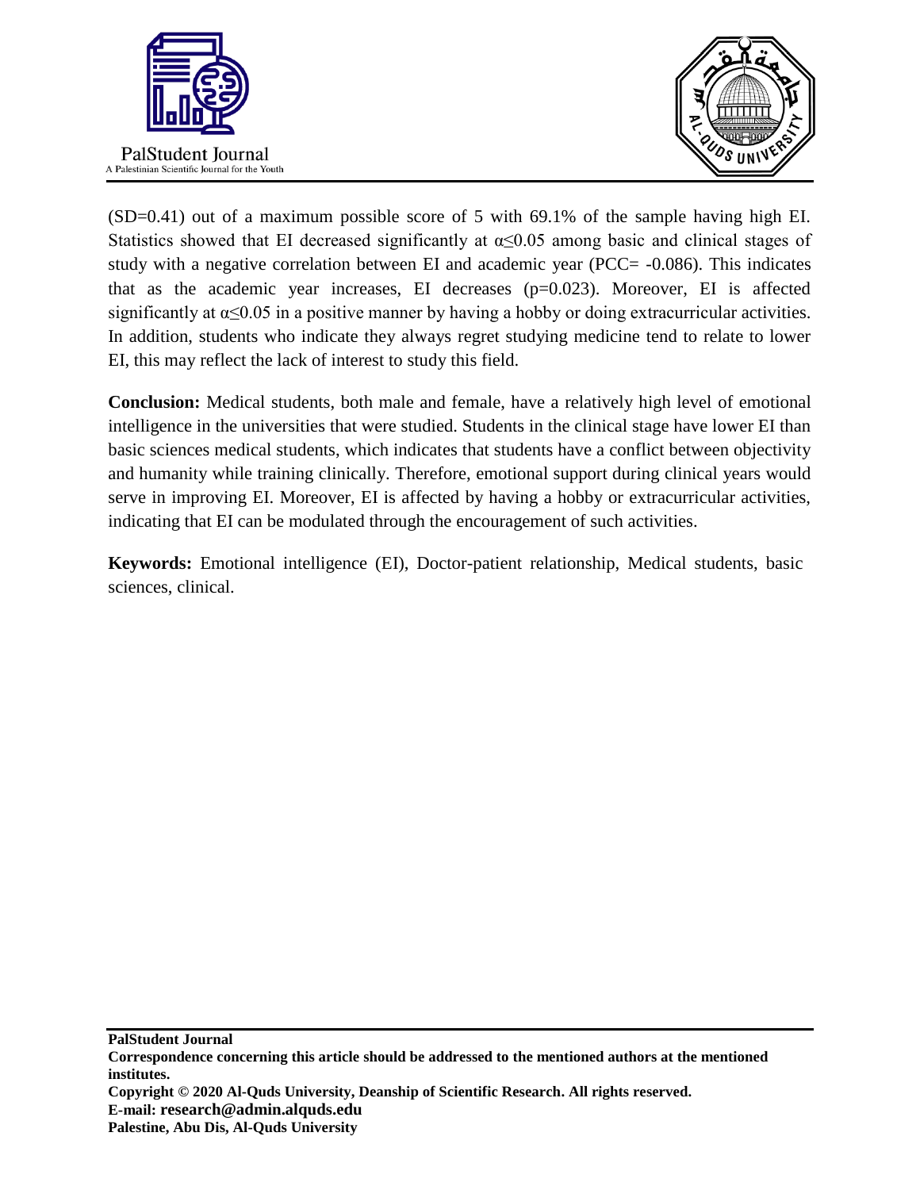(SD=0.41) out of a maximum possible score of 5 with 69.1% of the sample having high EI. Statistics showed that EI decreased significantly at $\alpha \leq 0.05$ among basic and clinical stages of study with a negative correlation between EI and academic year (PCC= -0.086). This indicates that as the academic year increases, EI decreases (p=0.023). Moreover, EI is affected significantly at $\alpha \leq 0.05$ in a positive manner by having a hobby or doing extracurricular activities. In addition, students who indicate they always regret studying medicine tend to relate to lower EI, this may reflect the lack of interest to study this field.

**Conclusion:** Medical students, both male and female, have a relatively high level of emotional intelligence in the universities that were studied. Students in the clinical stage have lower EI than basic sciences medical students, which indicates that students have a conflict between objectivity and humanity while training clinically. Therefore, emotional support during clinical years would serve in improving EI. Moreover, EI is affected by having a hobby or extracurricular activities, indicating that EI can be modulated through the encouragement of such activities.

**Keywords:** Emotional intelligence (EI), Doctor-patient relationship, Medical students, basic sciences, clinical.

**PalStudent Journal**
**Correspondence concerning this article should be addressed to the mentioned authors at the mentioned institutes.**
**Copyright © 2020 Al-Quds University, Deanship of Scientific Research. All rights reserved.**
**E-mail: research@admin.alquds.edu**
**Palestine, Abu Dis, Al-Quds University**